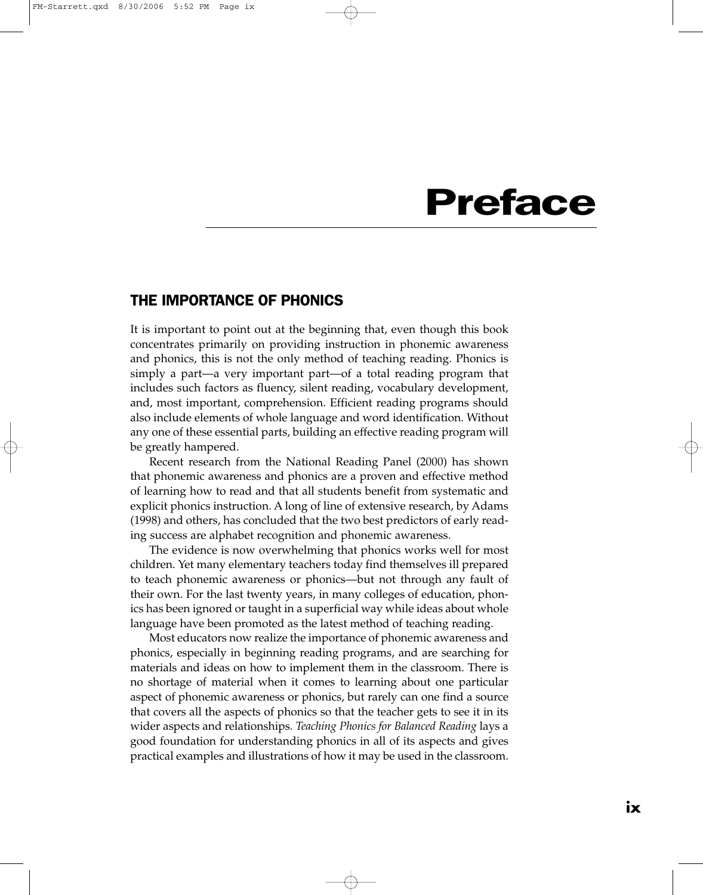# Preface

## THE IMPORTANCE OF PHONICS

It is important to point out at the beginning that, even though this book concentrates primarily on providing instruction in phonemic awareness and phonics, this is not the only method of teaching reading. Phonics is simply a part—a very important part—of a total reading program that includes such factors as fluency, silent reading, vocabulary development, and, most important, comprehension. Efficient reading programs should also include elements of whole language and word identification. Without any one of these essential parts, building an effective reading program will be greatly hampered.

Recent research from the National Reading Panel (2000) has shown that phonemic awareness and phonics are a proven and effective method of learning how to read and that all students benefit from systematic and explicit phonics instruction. A long of line of extensive research, by Adams (1998) and others, has concluded that the two best predictors of early reading success are alphabet recognition and phonemic awareness.

The evidence is now overwhelming that phonics works well for most children. Yet many elementary teachers today find themselves ill prepared to teach phonemic awareness or phonics—but not through any fault of their own. For the last twenty years, in many colleges of education, phonics has been ignored or taught in a superficial way while ideas about whole language have been promoted as the latest method of teaching reading.

Most educators now realize the importance of phonemic awareness and phonics, especially in beginning reading programs, and are searching for materials and ideas on how to implement them in the classroom. There is no shortage of material when it comes to learning about one particular aspect of phonemic awareness or phonics, but rarely can one find a source that covers all the aspects of phonics so that the teacher gets to see it in its wider aspects and relationships. *Teaching Phonics for Balanced Reading* lays a good foundation for understanding phonics in all of its aspects and gives practical examples and illustrations of how it may be used in the classroom.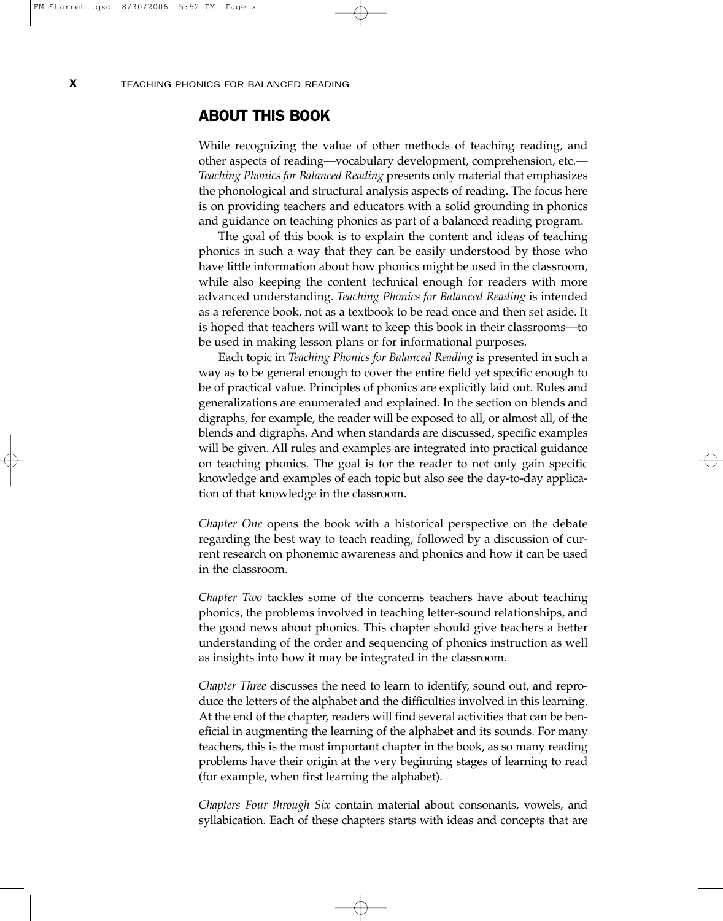## ABOUT THIS BOOK

While recognizing the value of other methods of teaching reading, and other aspects of reading—vocabulary development, comprehension, etc.—*Teaching Phonics for Balanced Reading* presents only material that emphasizes the phonological and structural analysis aspects of reading. The focus here is on providing teachers and educators with a solid grounding in phonics and guidance on teaching phonics as part of a balanced reading program.

The goal of this book is to explain the content and ideas of teaching phonics in such a way that they can be easily understood by those who have little information about how phonics might be used in the classroom, while also keeping the content technical enough for readers with more advanced understanding. *Teaching Phonics for Balanced Reading* is intended as a reference book, not as a textbook to be read once and then set aside. It is hoped that teachers will want to keep this book in their classrooms—to be used in making lesson plans or for informational purposes.

Each topic in *Teaching Phonics for Balanced Reading* is presented in such a way as to be general enough to cover the entire field yet specific enough to be of practical value. Principles of phonics are explicitly laid out. Rules and generalizations are enumerated and explained. In the section on blends and digraphs, for example, the reader will be exposed to all, or almost all, of the blends and digraphs. And when standards are discussed, specific examples will be given. All rules and examples are integrated into practical guidance on teaching phonics. The goal is for the reader to not only gain specific knowledge and examples of each topic but also see the day-to-day application of that knowledge in the classroom.

*Chapter One* opens the book with a historical perspective on the debate regarding the best way to teach reading, followed by a discussion of current research on phonemic awareness and phonics and how it can be used in the classroom.

*Chapter Two* tackles some of the concerns teachers have about teaching phonics, the problems involved in teaching letter-sound relationships, and the good news about phonics. This chapter should give teachers a better understanding of the order and sequencing of phonics instruction as well as insights into how it may be integrated in the classroom.

*Chapter Three* discusses the need to learn to identify, sound out, and reproduce the letters of the alphabet and the difficulties involved in this learning. At the end of the chapter, readers will find several activities that can be beneficial in augmenting the learning of the alphabet and its sounds. For many teachers, this is the most important chapter in the book, as so many reading problems have their origin at the very beginning stages of learning to read (for example, when first learning the alphabet).

*Chapters Four through Six* contain material about consonants, vowels, and syllabication. Each of these chapters starts with ideas and concepts that are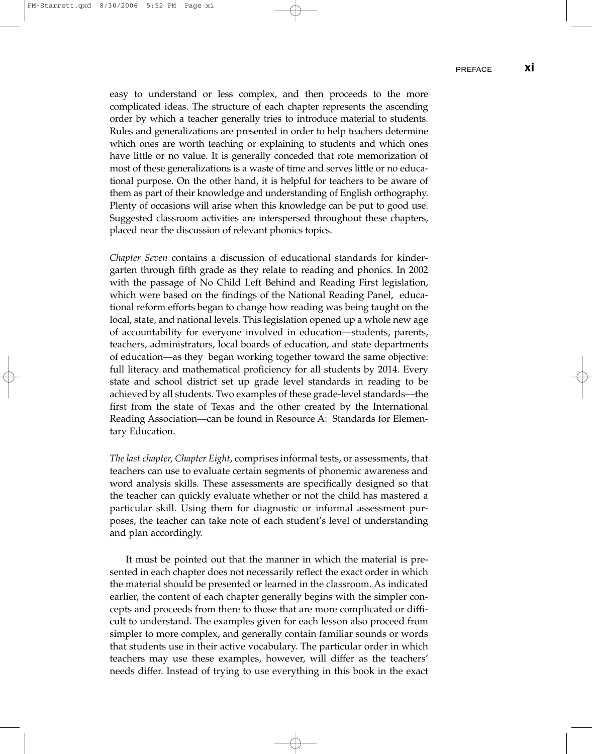easy to understand or less complex, and then proceeds to the more complicated ideas. The structure of each chapter represents the ascending order by which a teacher generally tries to introduce material to students. Rules and generalizations are presented in order to help teachers determine which ones are worth teaching or explaining to students and which ones have little or no value. It is generally conceded that rote memorization of most of these generalizations is a waste of time and serves little or no educational purpose. On the other hand, it is helpful for teachers to be aware of them as part of their knowledge and understanding of English orthography. Plenty of occasions will arise when this knowledge can be put to good use. Suggested classroom activities are interspersed throughout these chapters, placed near the discussion of relevant phonics topics.

*Chapter Seven* contains a discussion of educational standards for kindergarten through fifth grade as they relate to reading and phonics. In 2002 with the passage of No Child Left Behind and Reading First legislation, which were based on the findings of the National Reading Panel, educational reform efforts began to change how reading was being taught on the local, state, and national levels. This legislation opened up a whole new age of accountability for everyone involved in education—students, parents, teachers, administrators, local boards of education, and state departments of education—as they began working together toward the same objective: full literacy and mathematical proficiency for all students by 2014. Every state and school district set up grade level standards in reading to be achieved by all students. Two examples of these grade-level standards—the first from the state of Texas and the other created by the International Reading Association—can be found in Resource A: Standards for Elementary Education.

*The last chapter, Chapter Eight*, comprises informal tests, or assessments, that teachers can use to evaluate certain segments of phonemic awareness and word analysis skills. These assessments are specifically designed so that the teacher can quickly evaluate whether or not the child has mastered a particular skill. Using them for diagnostic or informal assessment purposes, the teacher can take note of each student's level of understanding and plan accordingly.

It must be pointed out that the manner in which the material is presented in each chapter does not necessarily reflect the exact order in which the material should be presented or learned in the classroom. As indicated earlier, the content of each chapter generally begins with the simpler concepts and proceeds from there to those that are more complicated or difficult to understand. The examples given for each lesson also proceed from simpler to more complex, and generally contain familiar sounds or words that students use in their active vocabulary. The particular order in which teachers may use these examples, however, will differ as the teachers' needs differ. Instead of trying to use everything in this book in the exact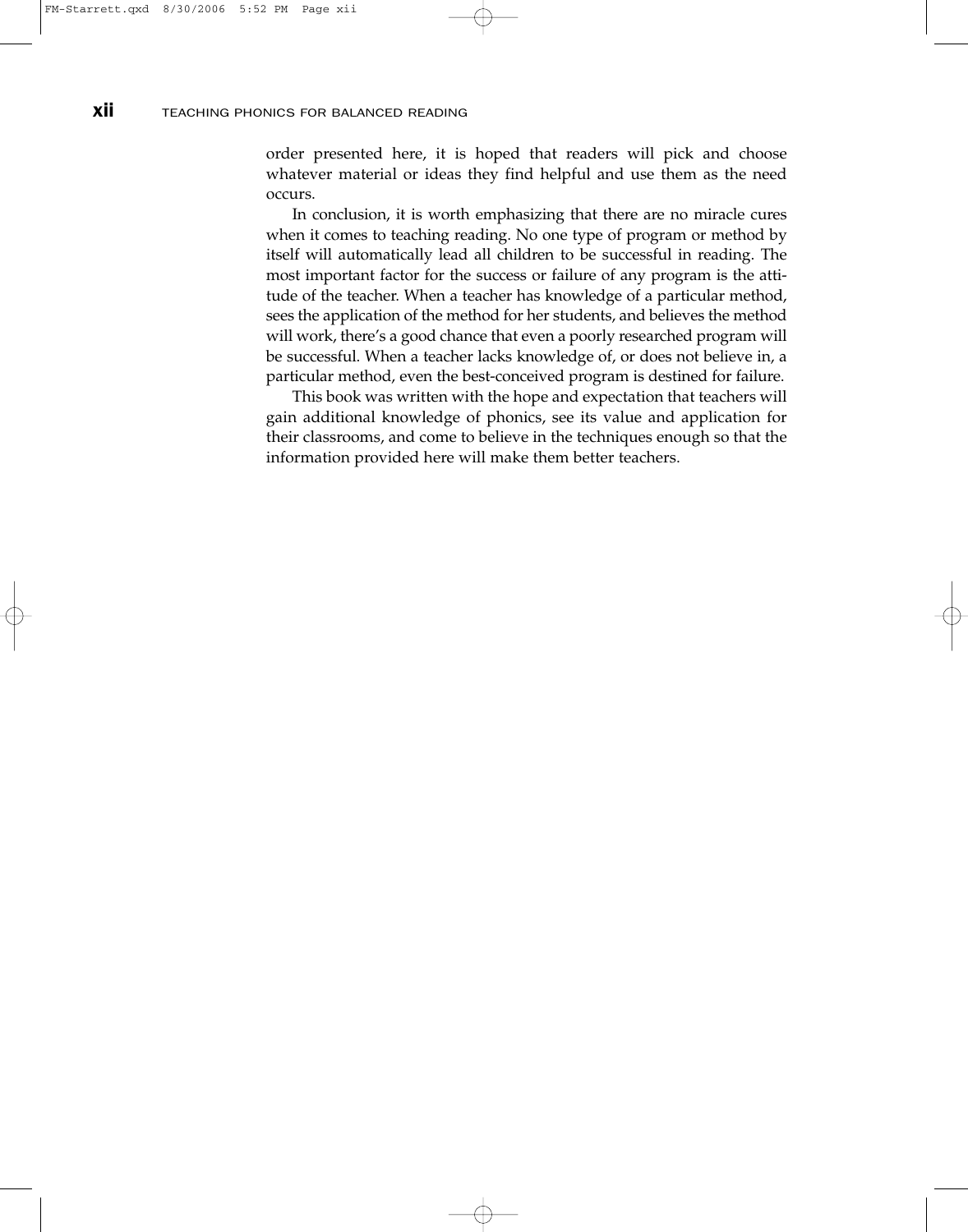order presented here, it is hoped that readers will pick and choose whatever material or ideas they find helpful and use them as the need occurs.

In conclusion, it is worth emphasizing that there are no miracle cures when it comes to teaching reading. No one type of program or method by itself will automatically lead all children to be successful in reading. The most important factor for the success or failure of any program is the attitude of the teacher. When a teacher has knowledge of a particular method, sees the application of the method for her students, and believes the method will work, there's a good chance that even a poorly researched program will be successful. When a teacher lacks knowledge of, or does not believe in, a particular method, even the best-conceived program is destined for failure.

This book was written with the hope and expectation that teachers will gain additional knowledge of phonics, see its value and application for their classrooms, and come to believe in the techniques enough so that the information provided here will make them better teachers.